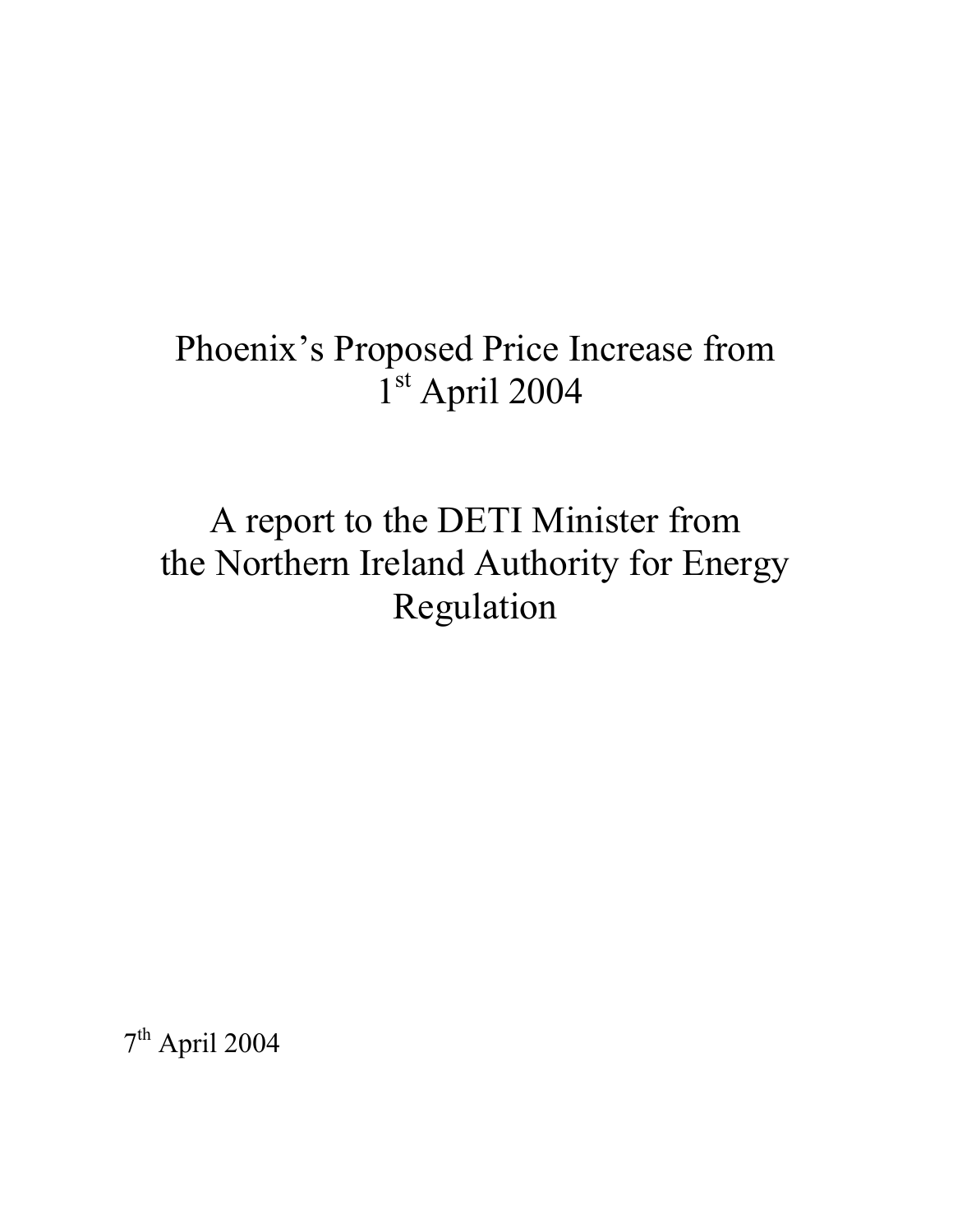# Phoenix's Proposed Price Increase from 1st April 2004

# A report to the DETI Minister from the Northern Ireland Authority for Energy Regulation

7th April 2004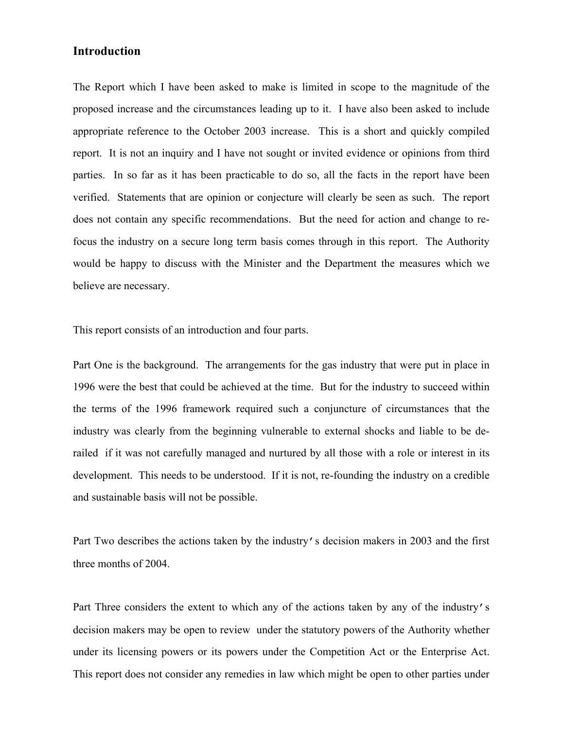## Introduction

The Report which I have been asked to make is limited in scope to the magnitude of the proposed increase and the circumstances leading up to it. I have also been asked to include appropriate reference to the October 2003 increase. This is a short and quickly compiled report. It is not an inquiry and I have not sought or invited evidence or opinions from third parties. In so far as it has been practicable to do so, all the facts in the report have been verified. Statements that are opinion or conjecture will clearly be seen as such. The report does not contain any specific recommendations. But the need for action and change to re-focus the industry on a secure long term basis comes through in this report. The Authority would be happy to discuss with the Minister and the Department the measures which we believe are necessary.

This report consists of an introduction and four parts.

Part One is the background. The arrangements for the gas industry that were put in place in 1996 were the best that could be achieved at the time. But for the industry to succeed within the terms of the 1996 framework required such a conjuncture of circumstances that the industry was clearly from the beginning vulnerable to external shocks and liable to be de-railed if it was not carefully managed and nurtured by all those with a role or interest in its development. This needs to be understood. If it is not, re-founding the industry on a credible and sustainable basis will not be possible.

Part Two describes the actions taken by the industry's decision makers in 2003 and the first three months of 2004.

Part Three considers the extent to which any of the actions taken by any of the industry's decision makers may be open to review under the statutory powers of the Authority whether under its licensing powers or its powers under the Competition Act or the Enterprise Act. This report does not consider any remedies in law which might be open to other parties under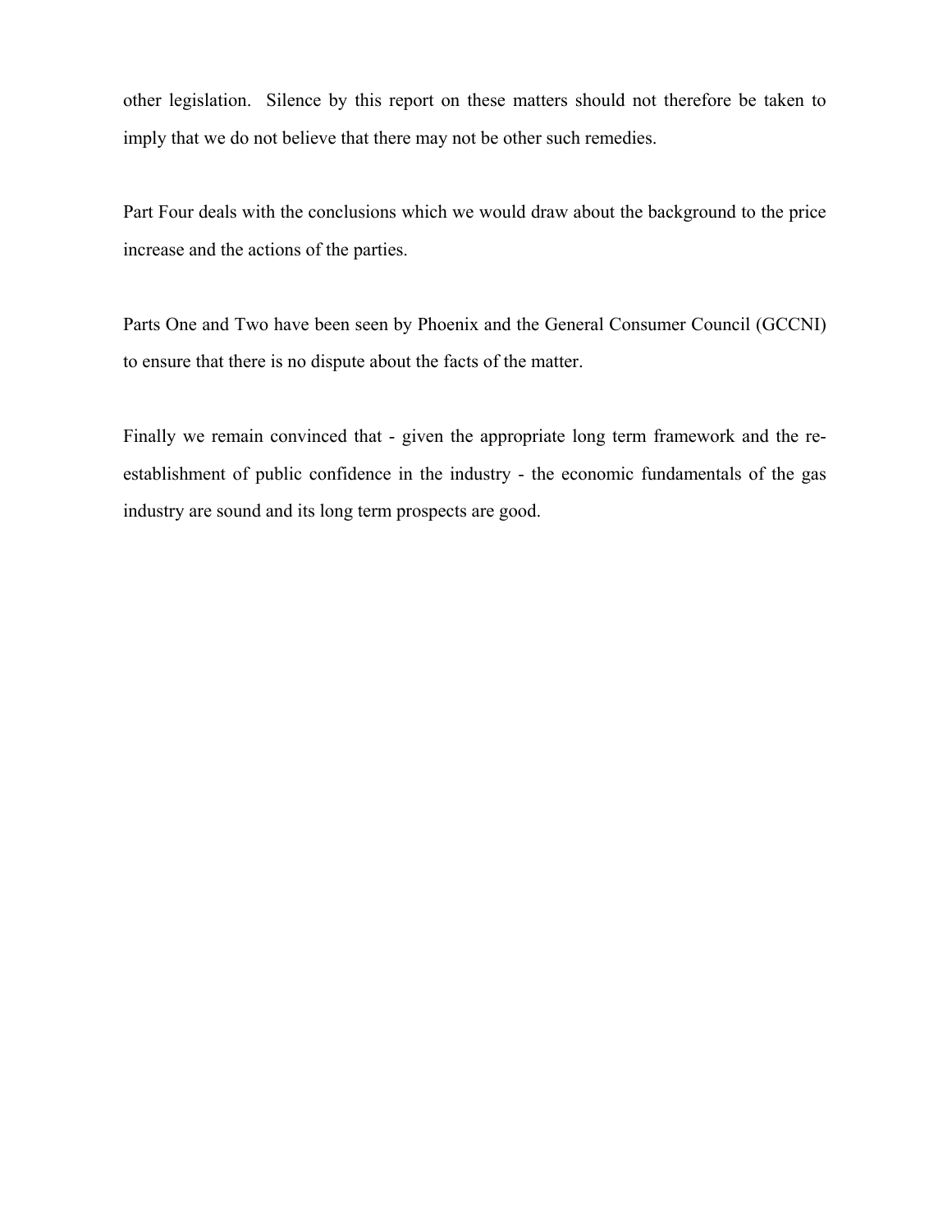other legislation. Silence by this report on these matters should not therefore be taken to imply that we do not believe that there may not be other such remedies.

Part Four deals with the conclusions which we would draw about the background to the price increase and the actions of the parties.

Parts One and Two have been seen by Phoenix and the General Consumer Council (GCCNI) to ensure that there is no dispute about the facts of the matter.

Finally we remain convinced that - given the appropriate long term framework and the re-establishment of public confidence in the industry - the economic fundamentals of the gas industry are sound and its long term prospects are good.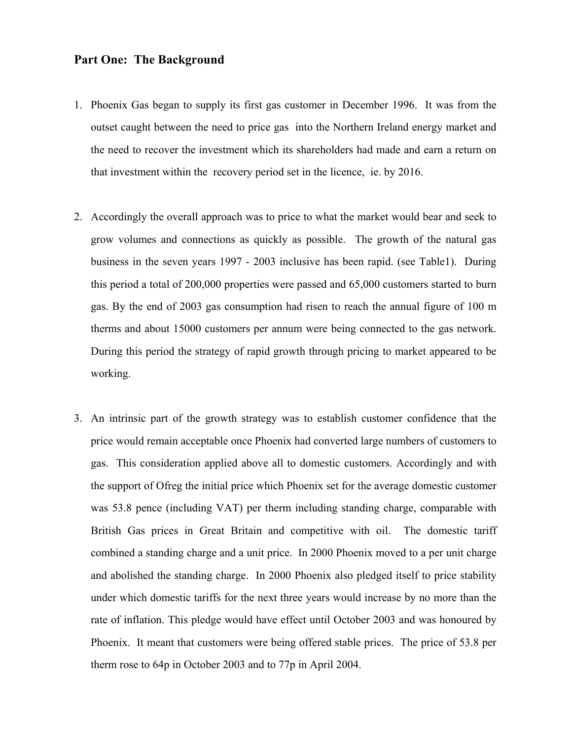## Part One: The Background

1. Phoenix Gas began to supply its first gas customer in December 1996. It was from the outset caught between the need to price gas into the Northern Ireland energy market and the need to recover the investment which its shareholders had made and earn a return on that investment within the recovery period set in the licence, ie. by 2016.

2. Accordingly the overall approach was to price to what the market would bear and seek to grow volumes and connections as quickly as possible. The growth of the natural gas business in the seven years 1997 - 2003 inclusive has been rapid. (see Table1). During this period a total of 200,000 properties were passed and 65,000 customers started to burn gas. By the end of 2003 gas consumption had risen to reach the annual figure of 100 m therms and about 15000 customers per annum were being connected to the gas network. During this period the strategy of rapid growth through pricing to market appeared to be working.

3. An intrinsic part of the growth strategy was to establish customer confidence that the price would remain acceptable once Phoenix had converted large numbers of customers to gas. This consideration applied above all to domestic customers. Accordingly and with the support of Ofreg the initial price which Phoenix set for the average domestic customer was 53.8 pence (including VAT) per therm including standing charge, comparable with British Gas prices in Great Britain and competitive with oil. The domestic tariff combined a standing charge and a unit price. In 2000 Phoenix moved to a per unit charge and abolished the standing charge. In 2000 Phoenix also pledged itself to price stability under which domestic tariffs for the next three years would increase by no more than the rate of inflation. This pledge would have effect until October 2003 and was honoured by Phoenix. It meant that customers were being offered stable prices. The price of 53.8 per therm rose to 64p in October 2003 and to 77p in April 2004.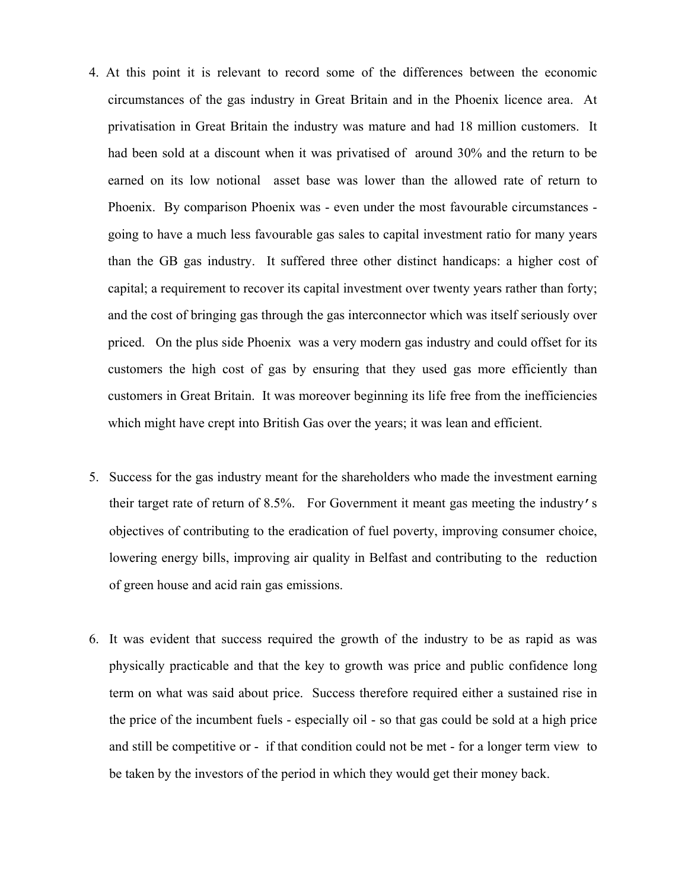4. At this point it is relevant to record some of the differences between the economic circumstances of the gas industry in Great Britain and in the Phoenix licence area. At privatisation in Great Britain the industry was mature and had 18 million customers. It had been sold at a discount when it was privatised of around 30% and the return to be earned on its low notional asset base was lower than the allowed rate of return to Phoenix. By comparison Phoenix was - even under the most favourable circumstances - going to have a much less favourable gas sales to capital investment ratio for many years than the GB gas industry. It suffered three other distinct handicaps: a higher cost of capital; a requirement to recover its capital investment over twenty years rather than forty; and the cost of bringing gas through the gas interconnector which was itself seriously over priced. On the plus side Phoenix was a very modern gas industry and could offset for its customers the high cost of gas by ensuring that they used gas more efficiently than customers in Great Britain. It was moreover beginning its life free from the inefficiencies which might have crept into British Gas over the years; it was lean and efficient.

5. Success for the gas industry meant for the shareholders who made the investment earning their target rate of return of 8.5%. For Government it meant gas meeting the industry's objectives of contributing to the eradication of fuel poverty, improving consumer choice, lowering energy bills, improving air quality in Belfast and contributing to the reduction of green house and acid rain gas emissions.

6. It was evident that success required the growth of the industry to be as rapid as was physically practicable and that the key to growth was price and public confidence long term on what was said about price. Success therefore required either a sustained rise in the price of the incumbent fuels - especially oil - so that gas could be sold at a high price and still be competitive or - if that condition could not be met - for a longer term view to be taken by the investors of the period in which they would get their money back.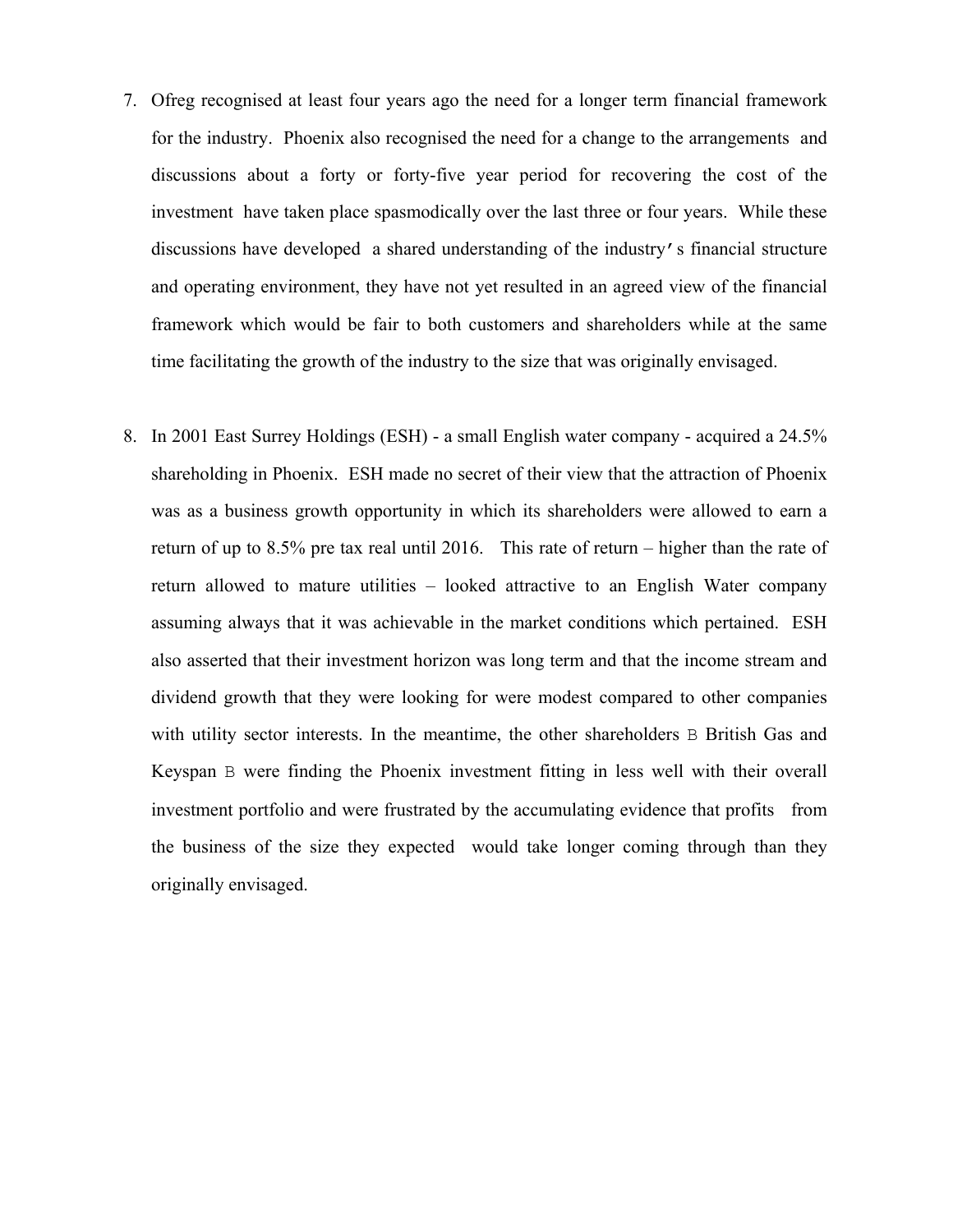7. Ofreg recognised at least four years ago the need for a longer term financial framework for the industry. Phoenix also recognised the need for a change to the arrangements and discussions about a forty or forty-five year period for recovering the cost of the investment have taken place spasmodically over the last three or four years. While these discussions have developed a shared understanding of the industry’s financial structure and operating environment, they have not yet resulted in an agreed view of the financial framework which would be fair to both customers and shareholders while at the same time facilitating the growth of the industry to the size that was originally envisaged.

8. In 2001 East Surrey Holdings (ESH) - a small English water company - acquired a 24.5% shareholding in Phoenix. ESH made no secret of their view that the attraction of Phoenix was as a business growth opportunity in which its shareholders were allowed to earn a return of up to 8.5% pre tax real until 2016. This rate of return – higher than the rate of return allowed to mature utilities – looked attractive to an English Water company assuming always that it was achievable in the market conditions which pertained. ESH also asserted that their investment horizon was long term and that the income stream and dividend growth that they were looking for were modest compared to other companies with utility sector interests. In the meantime, the other shareholders B British Gas and Keyspan B were finding the Phoenix investment fitting in less well with their overall investment portfolio and were frustrated by the accumulating evidence that profits from the business of the size they expected would take longer coming through than they originally envisaged.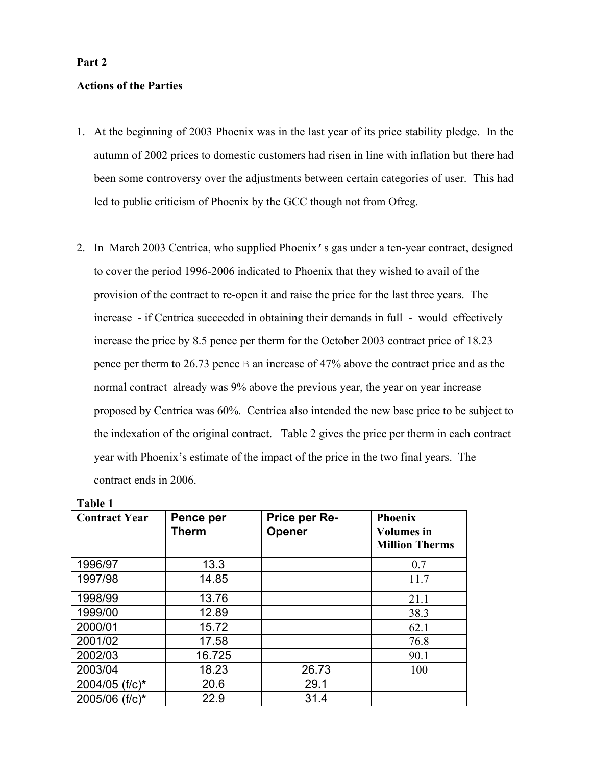**Part 2**

**Actions of the Parties**

1. At the beginning of 2003 Phoenix was in the last year of its price stability pledge. In the autumn of 2002 prices to domestic customers had risen in line with inflation but there had been some controversy over the adjustments between certain categories of user. This had led to public criticism of Phoenix by the GCC though not from Ofreg.

2. In March 2003 Centrica, who supplied Phoenix's gas under a ten-year contract, designed to cover the period 1996-2006 indicated to Phoenix that they wished to avail of the provision of the contract to re-open it and raise the price for the last three years. The increase - if Centrica succeeded in obtaining their demands in full - would effectively increase the price by 8.5 pence per therm for the October 2003 contract price of 18.23 pence per therm to 26.73 pence B an increase of 47% above the contract price and as the normal contract already was 9% above the previous year, the year on year increase proposed by Centrica was 60%. Centrica also intended the new base price to be subject to the indexation of the original contract. Table 2 gives the price per therm in each contract year with Phoenix's estimate of the impact of the price in the two final years. The contract ends in 2006.

**Table 1**

| Contract Year | Pence per Therm | Price per Re-Opener | Phoenix Volumes in Million Therms |
|---|---|---|---|
| 1996/97 | 13.3 | | 0.7 |
| 1997/98 | 14.85 | | 11.7 |
| 1998/99 | 13.76 | | 21.1 |
| 1999/00 | 12.89 | | 38.3 |
| 2000/01 | 15.72 | | 62.1 |
| 2001/02 | 17.58 | | 76.8 |
| 2002/03 | 16.725 | | 90.1 |
| 2003/04 | 18.23 | 26.73 | 100 |
| 2004/05 (f/c)* | 20.6 | 29.1 | |
| 2005/06 (f/c)* | 22.9 | 31.4 | |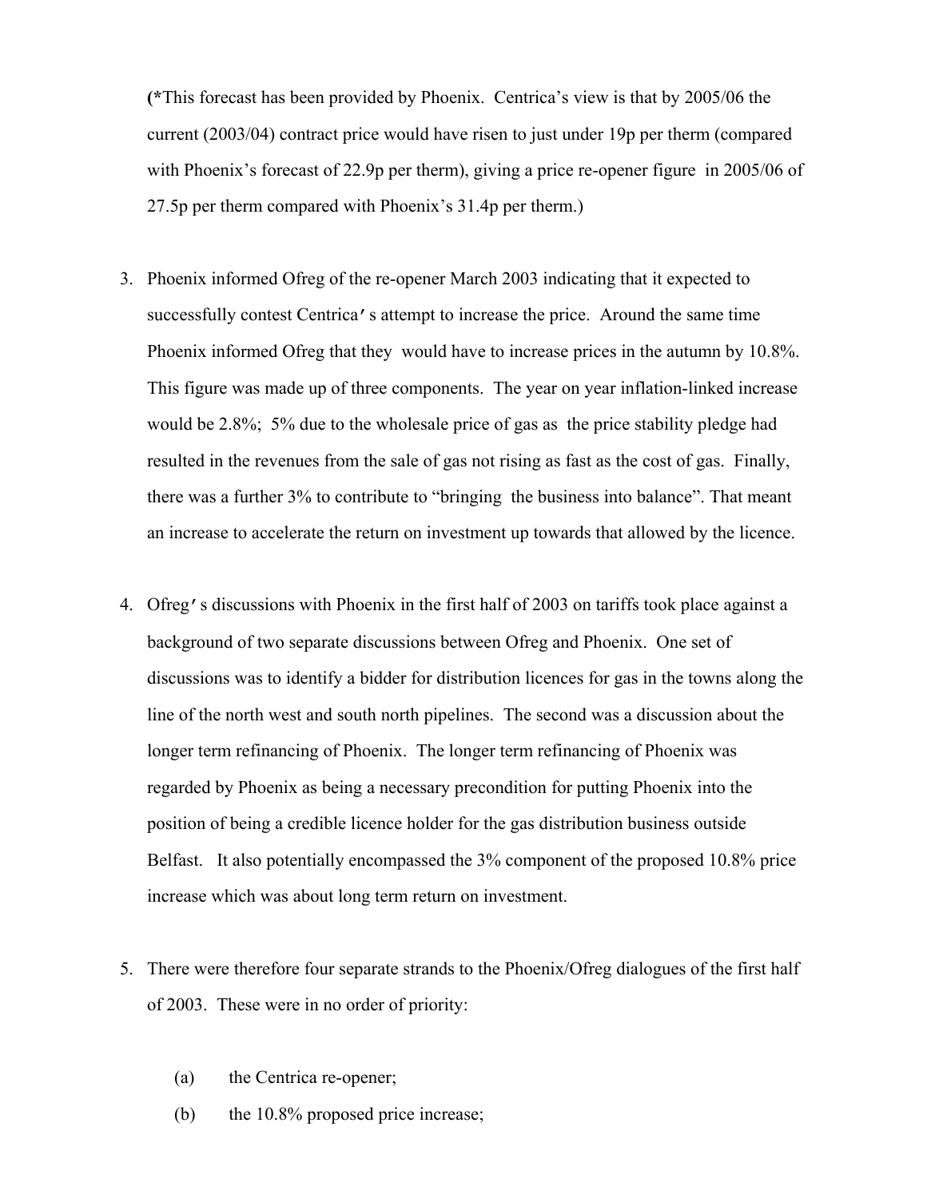(*This forecast has been provided by Phoenix. Centrica's view is that by 2005/06 the current (2003/04) contract price would have risen to just under 19p per therm (compared with Phoenix's forecast of 22.9p per therm), giving a price re-opener figure in 2005/06 of 27.5p per therm compared with Phoenix's 31.4p per therm.)

3. Phoenix informed Ofreg of the re-opener March 2003 indicating that it expected to successfully contest Centrica's attempt to increase the price. Around the same time Phoenix informed Ofreg that they would have to increase prices in the autumn by 10.8%. This figure was made up of three components. The year on year inflation-linked increase would be 2.8%; 5% due to the wholesale price of gas as the price stability pledge had resulted in the revenues from the sale of gas not rising as fast as the cost of gas. Finally, there was a further 3% to contribute to "bringing the business into balance". That meant an increase to accelerate the return on investment up towards that allowed by the licence.

4. Ofreg's discussions with Phoenix in the first half of 2003 on tariffs took place against a background of two separate discussions between Ofreg and Phoenix. One set of discussions was to identify a bidder for distribution licences for gas in the towns along the line of the north west and south north pipelines. The second was a discussion about the longer term refinancing of Phoenix. The longer term refinancing of Phoenix was regarded by Phoenix as being a necessary precondition for putting Phoenix into the position of being a credible licence holder for the gas distribution business outside Belfast. It also potentially encompassed the 3% component of the proposed 10.8% price increase which was about long term return on investment.

5. There were therefore four separate strands to the Phoenix/Ofreg dialogues of the first half of 2003. These were in no order of priority:

   (a) the Centrica re-opener;

   (b) the 10.8% proposed price increase;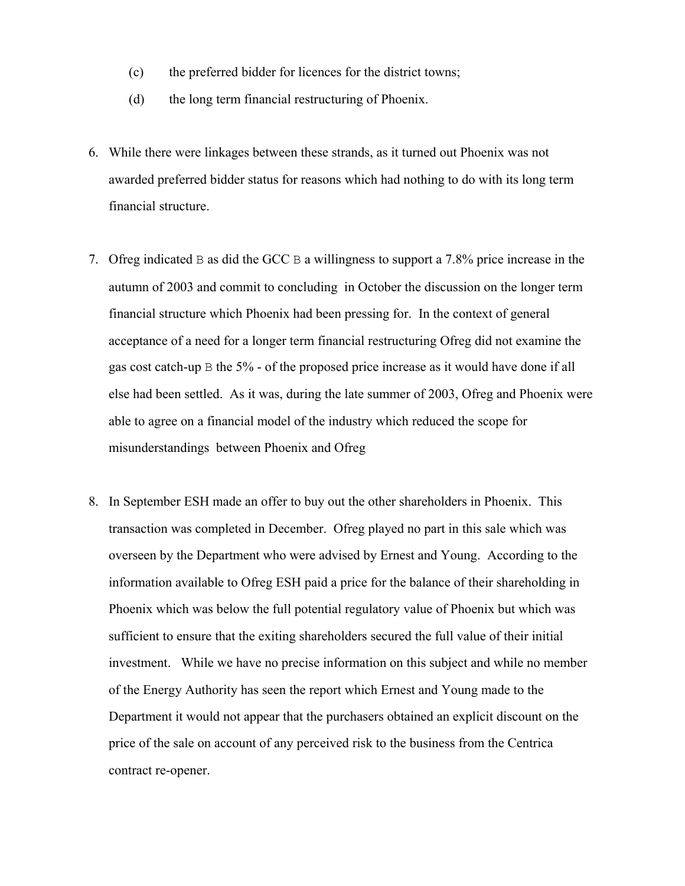(c) the preferred bidder for licences for the district towns;

(d) the long term financial restructuring of Phoenix.

6. While there were linkages between these strands, as it turned out Phoenix was not awarded preferred bidder status for reasons which had nothing to do with its long term financial structure.

7. Ofreg indicated B as did the GCC B a willingness to support a 7.8% price increase in the autumn of 2003 and commit to concluding in October the discussion on the longer term financial structure which Phoenix had been pressing for. In the context of general acceptance of a need for a longer term financial restructuring Ofreg did not examine the gas cost catch-up B the 5% - of the proposed price increase as it would have done if all else had been settled. As it was, during the late summer of 2003, Ofreg and Phoenix were able to agree on a financial model of the industry which reduced the scope for misunderstandings between Phoenix and Ofreg

8. In September ESH made an offer to buy out the other shareholders in Phoenix. This transaction was completed in December. Ofreg played no part in this sale which was overseen by the Department who were advised by Ernest and Young. According to the information available to Ofreg ESH paid a price for the balance of their shareholding in Phoenix which was below the full potential regulatory value of Phoenix but which was sufficient to ensure that the exiting shareholders secured the full value of their initial investment. While we have no precise information on this subject and while no member of the Energy Authority has seen the report which Ernest and Young made to the Department it would not appear that the purchasers obtained an explicit discount on the price of the sale on account of any perceived risk to the business from the Centrica contract re-opener.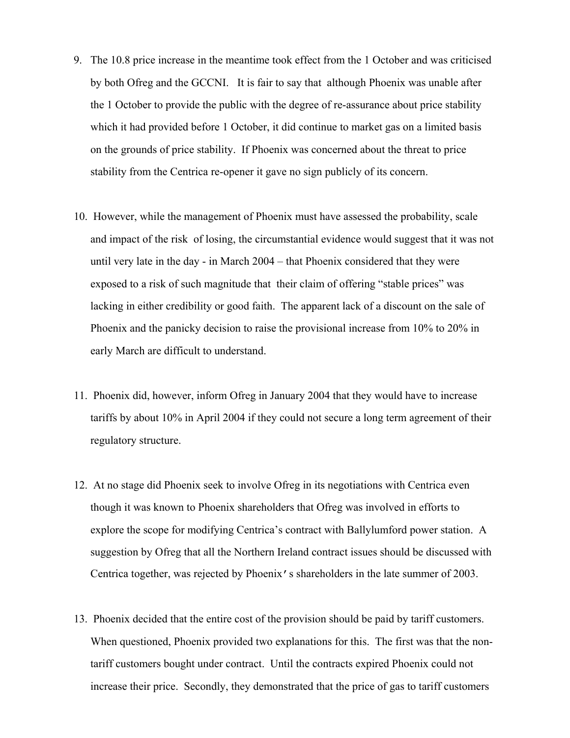9. The 10.8 price increase in the meantime took effect from the 1 October and was criticised by both Ofreg and the GCCNI. It is fair to say that although Phoenix was unable after the 1 October to provide the public with the degree of re-assurance about price stability which it had provided before 1 October, it did continue to market gas on a limited basis on the grounds of price stability. If Phoenix was concerned about the threat to price stability from the Centrica re-opener it gave no sign publicly of its concern.

10. However, while the management of Phoenix must have assessed the probability, scale and impact of the risk of losing, the circumstantial evidence would suggest that it was not until very late in the day - in March 2004 – that Phoenix considered that they were exposed to a risk of such magnitude that their claim of offering "stable prices" was lacking in either credibility or good faith. The apparent lack of a discount on the sale of Phoenix and the panicky decision to raise the provisional increase from 10% to 20% in early March are difficult to understand.

11. Phoenix did, however, inform Ofreg in January 2004 that they would have to increase tariffs by about 10% in April 2004 if they could not secure a long term agreement of their regulatory structure.

12. At no stage did Phoenix seek to involve Ofreg in its negotiations with Centrica even though it was known to Phoenix shareholders that Ofreg was involved in efforts to explore the scope for modifying Centrica's contract with Ballylumford power station. A suggestion by Ofreg that all the Northern Ireland contract issues should be discussed with Centrica together, was rejected by Phoenix's shareholders in the late summer of 2003.

13. Phoenix decided that the entire cost of the provision should be paid by tariff customers. When questioned, Phoenix provided two explanations for this. The first was that the non-tariff customers bought under contract. Until the contracts expired Phoenix could not increase their price. Secondly, they demonstrated that the price of gas to tariff customers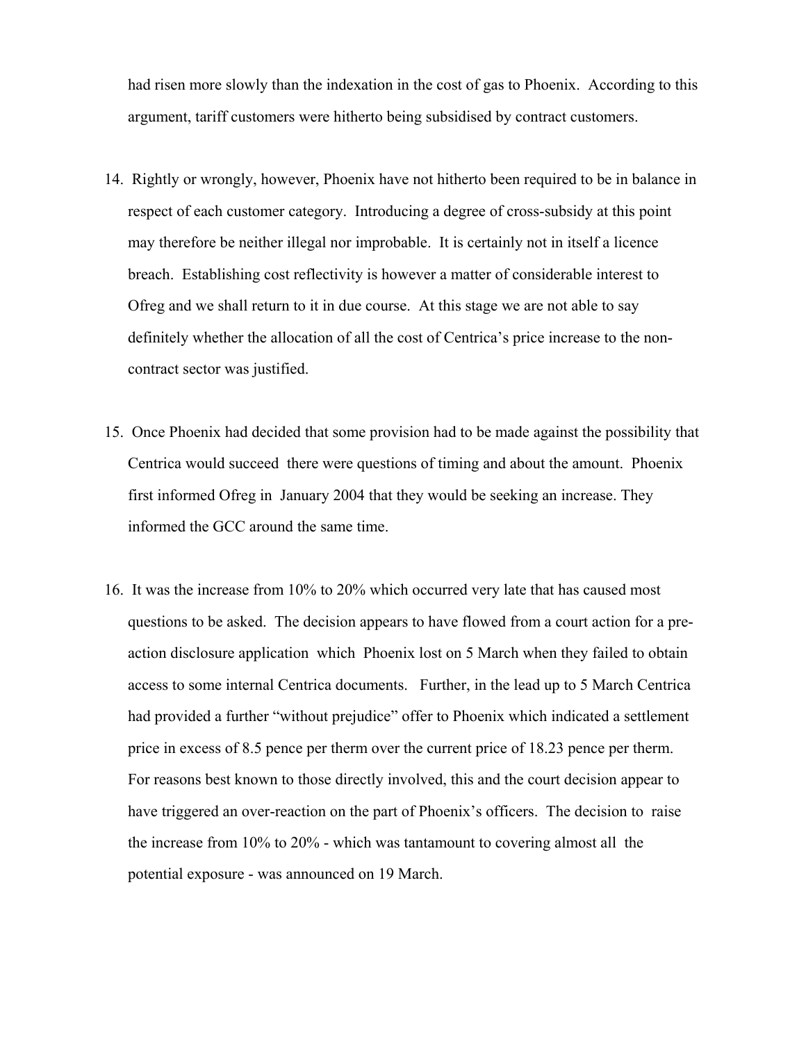had risen more slowly than the indexation in the cost of gas to Phoenix. According to this argument, tariff customers were hitherto being subsidised by contract customers.

14. Rightly or wrongly, however, Phoenix have not hitherto been required to be in balance in respect of each customer category. Introducing a degree of cross-subsidy at this point may therefore be neither illegal nor improbable. It is certainly not in itself a licence breach. Establishing cost reflectivity is however a matter of considerable interest to Ofreg and we shall return to it in due course. At this stage we are not able to say definitely whether the allocation of all the cost of Centrica's price increase to the non-contract sector was justified.

15. Once Phoenix had decided that some provision had to be made against the possibility that Centrica would succeed there were questions of timing and about the amount. Phoenix first informed Ofreg in January 2004 that they would be seeking an increase. They informed the GCC around the same time.

16. It was the increase from 10% to 20% which occurred very late that has caused most questions to be asked. The decision appears to have flowed from a court action for a pre-action disclosure application which Phoenix lost on 5 March when they failed to obtain access to some internal Centrica documents. Further, in the lead up to 5 March Centrica had provided a further "without prejudice" offer to Phoenix which indicated a settlement price in excess of 8.5 pence per therm over the current price of 18.23 pence per therm. For reasons best known to those directly involved, this and the court decision appear to have triggered an over-reaction on the part of Phoenix's officers. The decision to raise the increase from 10% to 20% - which was tantamount to covering almost all the potential exposure - was announced on 19 March.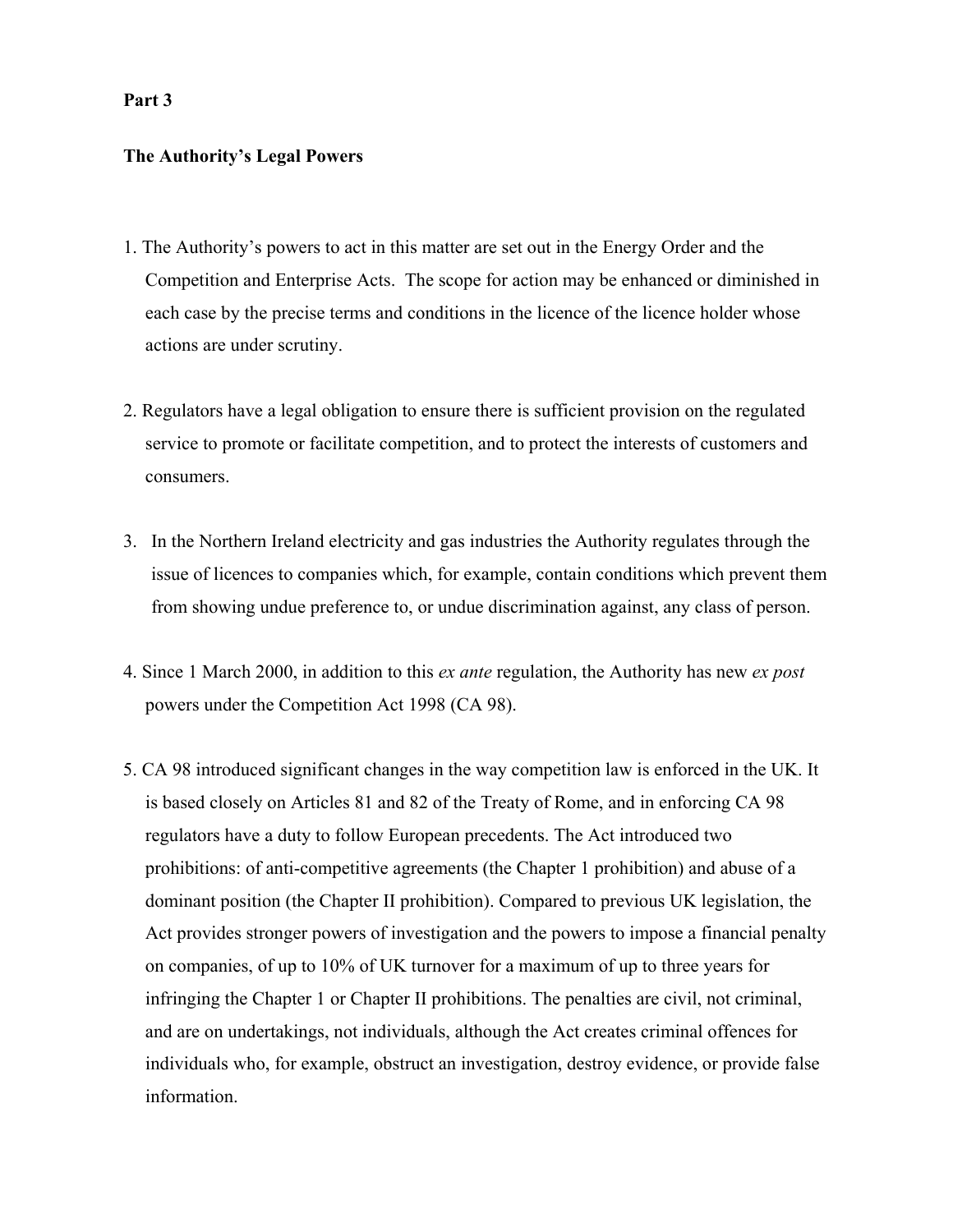**Part 3**

**The Authority's Legal Powers**

1. The Authority's powers to act in this matter are set out in the Energy Order and the Competition and Enterprise Acts. The scope for action may be enhanced or diminished in each case by the precise terms and conditions in the licence of the licence holder whose actions are under scrutiny.

2. Regulators have a legal obligation to ensure there is sufficient provision on the regulated service to promote or facilitate competition, and to protect the interests of customers and consumers.

3. In the Northern Ireland electricity and gas industries the Authority regulates through the issue of licences to companies which, for example, contain conditions which prevent them from showing undue preference to, or undue discrimination against, any class of person.

4. Since 1 March 2000, in addition to this *ex ante* regulation, the Authority has new *ex post* powers under the Competition Act 1998 (CA 98).

5. CA 98 introduced significant changes in the way competition law is enforced in the UK. It is based closely on Articles 81 and 82 of the Treaty of Rome, and in enforcing CA 98 regulators have a duty to follow European precedents. The Act introduced two prohibitions: of anti-competitive agreements (the Chapter 1 prohibition) and abuse of a dominant position (the Chapter II prohibition). Compared to previous UK legislation, the Act provides stronger powers of investigation and the powers to impose a financial penalty on companies, of up to 10% of UK turnover for a maximum of up to three years for infringing the Chapter 1 or Chapter II prohibitions. The penalties are civil, not criminal, and are on undertakings, not individuals, although the Act creates criminal offences for individuals who, for example, obstruct an investigation, destroy evidence, or provide false information.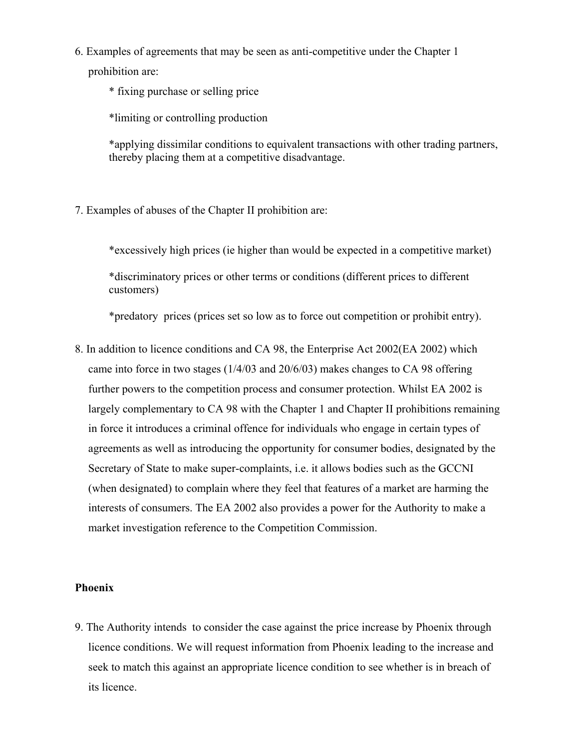6. Examples of agreements that may be seen as anti-competitive under the Chapter 1 prohibition are:

   * fixing purchase or selling price

   *limiting or controlling production

   *applying dissimilar conditions to equivalent transactions with other trading partners, thereby placing them at a competitive disadvantage.

7. Examples of abuses of the Chapter II prohibition are:

   *excessively high prices (ie higher than would be expected in a competitive market)

   *discriminatory prices or other terms or conditions (different prices to different customers)

   *predatory prices (prices set so low as to force out competition or prohibit entry).

8. In addition to licence conditions and CA 98, the Enterprise Act 2002(EA 2002) which came into force in two stages (1/4/03 and 20/6/03) makes changes to CA 98 offering further powers to the competition process and consumer protection. Whilst EA 2002 is largely complementary to CA 98 with the Chapter 1 and Chapter II prohibitions remaining in force it introduces a criminal offence for individuals who engage in certain types of agreements as well as introducing the opportunity for consumer bodies, designated by the Secretary of State to make super-complaints, i.e. it allows bodies such as the GCCNI (when designated) to complain where they feel that features of a market are harming the interests of consumers. The EA 2002 also provides a power for the Authority to make a market investigation reference to the Competition Commission.

**Phoenix**

9. The Authority intends to consider the case against the price increase by Phoenix through licence conditions. We will request information from Phoenix leading to the increase and seek to match this against an appropriate licence condition to see whether is in breach of its licence.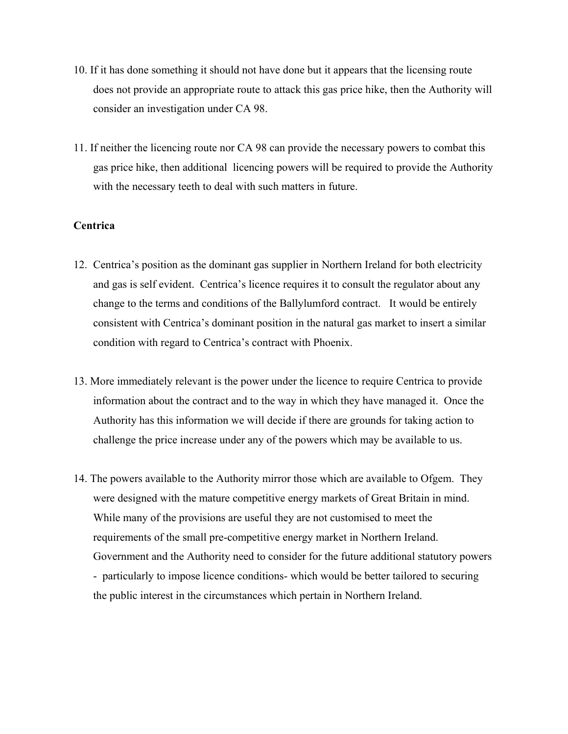10. If it has done something it should not have done but it appears that the licensing route does not provide an appropriate route to attack this gas price hike, then the Authority will consider an investigation under CA 98.

11. If neither the licencing route nor CA 98 can provide the necessary powers to combat this gas price hike, then additional licencing powers will be required to provide the Authority with the necessary teeth to deal with such matters in future.

**Centrica**

12. Centrica's position as the dominant gas supplier in Northern Ireland for both electricity and gas is self evident. Centrica's licence requires it to consult the regulator about any change to the terms and conditions of the Ballylumford contract. It would be entirely consistent with Centrica's dominant position in the natural gas market to insert a similar condition with regard to Centrica's contract with Phoenix.

13. More immediately relevant is the power under the licence to require Centrica to provide information about the contract and to the way in which they have managed it. Once the Authority has this information we will decide if there are grounds for taking action to challenge the price increase under any of the powers which may be available to us.

14. The powers available to the Authority mirror those which are available to Ofgem. They were designed with the mature competitive energy markets of Great Britain in mind. While many of the provisions are useful they are not customised to meet the requirements of the small pre-competitive energy market in Northern Ireland. Government and the Authority need to consider for the future additional statutory powers - particularly to impose licence conditions- which would be better tailored to securing the public interest in the circumstances which pertain in Northern Ireland.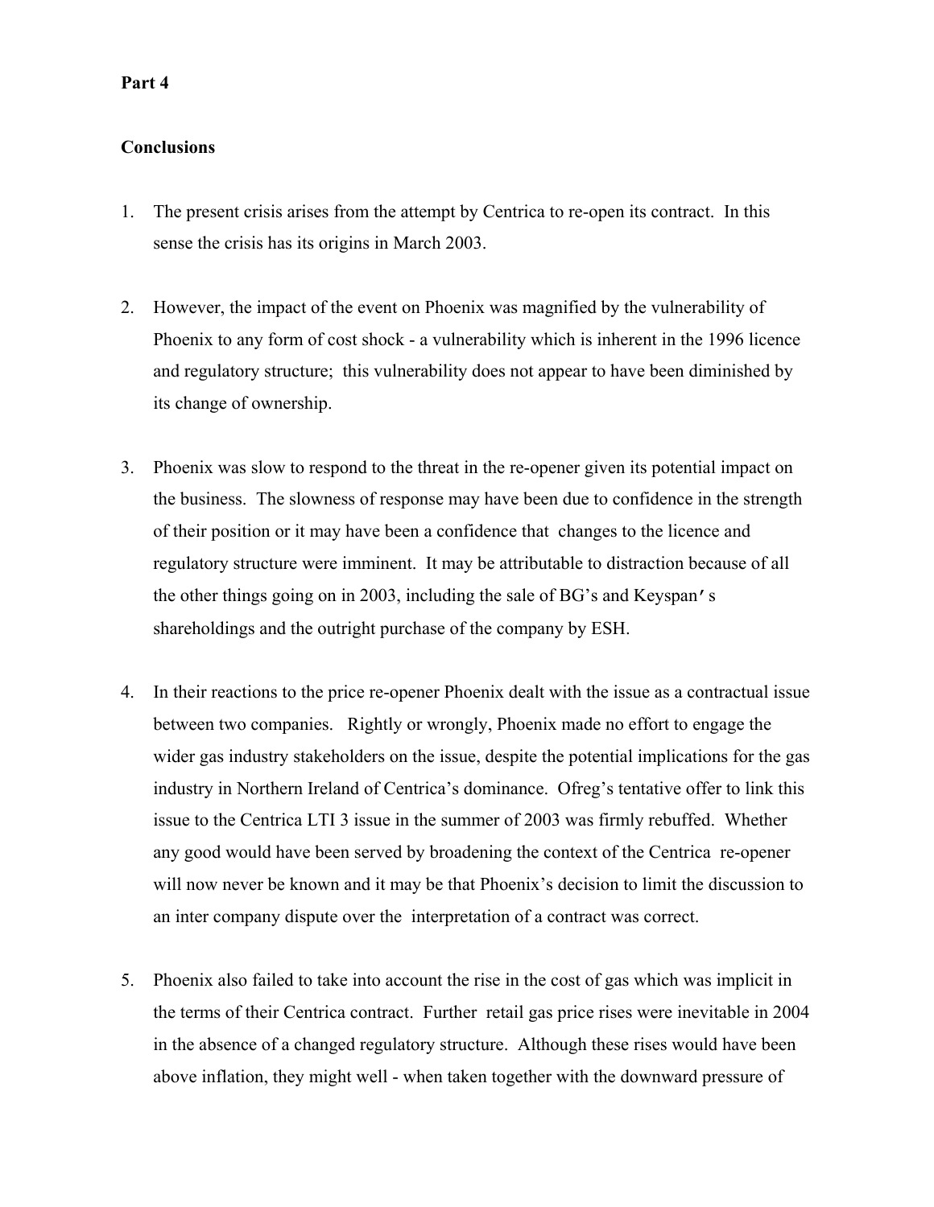**Part 4**

**Conclusions**

1. The present crisis arises from the attempt by Centrica to re-open its contract. In this sense the crisis has its origins in March 2003.

2. However, the impact of the event on Phoenix was magnified by the vulnerability of Phoenix to any form of cost shock - a vulnerability which is inherent in the 1996 licence and regulatory structure; this vulnerability does not appear to have been diminished by its change of ownership.

3. Phoenix was slow to respond to the threat in the re-opener given its potential impact on the business. The slowness of response may have been due to confidence in the strength of their position or it may have been a confidence that changes to the licence and regulatory structure were imminent. It may be attributable to distraction because of all the other things going on in 2003, including the sale of BG's and Keyspan's shareholdings and the outright purchase of the company by ESH.

4. In their reactions to the price re-opener Phoenix dealt with the issue as a contractual issue between two companies. Rightly or wrongly, Phoenix made no effort to engage the wider gas industry stakeholders on the issue, despite the potential implications for the gas industry in Northern Ireland of Centrica's dominance. Ofreg's tentative offer to link this issue to the Centrica LTI 3 issue in the summer of 2003 was firmly rebuffed. Whether any good would have been served by broadening the context of the Centrica re-opener will now never be known and it may be that Phoenix's decision to limit the discussion to an inter company dispute over the interpretation of a contract was correct.

5. Phoenix also failed to take into account the rise in the cost of gas which was implicit in the terms of their Centrica contract. Further retail gas price rises were inevitable in 2004 in the absence of a changed regulatory structure. Although these rises would have been above inflation, they might well - when taken together with the downward pressure of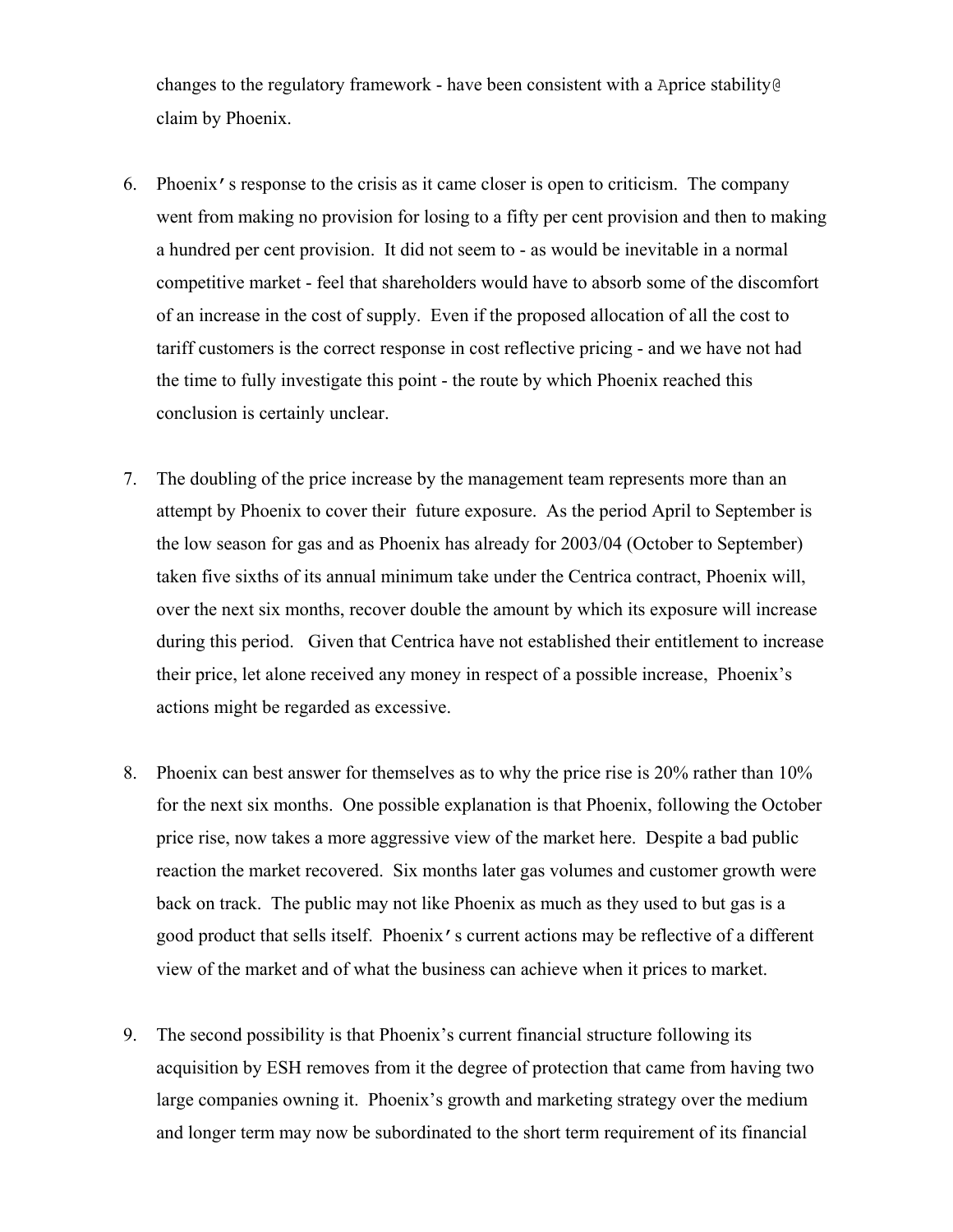changes to the regulatory framework - have been consistent with a Aprice stability@ claim by Phoenix.

6. Phoenix's response to the crisis as it came closer is open to criticism. The company went from making no provision for losing to a fifty per cent provision and then to making a hundred per cent provision. It did not seem to - as would be inevitable in a normal competitive market - feel that shareholders would have to absorb some of the discomfort of an increase in the cost of supply. Even if the proposed allocation of all the cost to tariff customers is the correct response in cost reflective pricing - and we have not had the time to fully investigate this point - the route by which Phoenix reached this conclusion is certainly unclear.

7. The doubling of the price increase by the management team represents more than an attempt by Phoenix to cover their future exposure. As the period April to September is the low season for gas and as Phoenix has already for 2003/04 (October to September) taken five sixths of its annual minimum take under the Centrica contract, Phoenix will, over the next six months, recover double the amount by which its exposure will increase during this period. Given that Centrica have not established their entitlement to increase their price, let alone received any money in respect of a possible increase, Phoenix's actions might be regarded as excessive.

8. Phoenix can best answer for themselves as to why the price rise is 20% rather than 10% for the next six months. One possible explanation is that Phoenix, following the October price rise, now takes a more aggressive view of the market here. Despite a bad public reaction the market recovered. Six months later gas volumes and customer growth were back on track. The public may not like Phoenix as much as they used to but gas is a good product that sells itself. Phoenix's current actions may be reflective of a different view of the market and of what the business can achieve when it prices to market.

9. The second possibility is that Phoenix's current financial structure following its acquisition by ESH removes from it the degree of protection that came from having two large companies owning it. Phoenix's growth and marketing strategy over the medium and longer term may now be subordinated to the short term requirement of its financial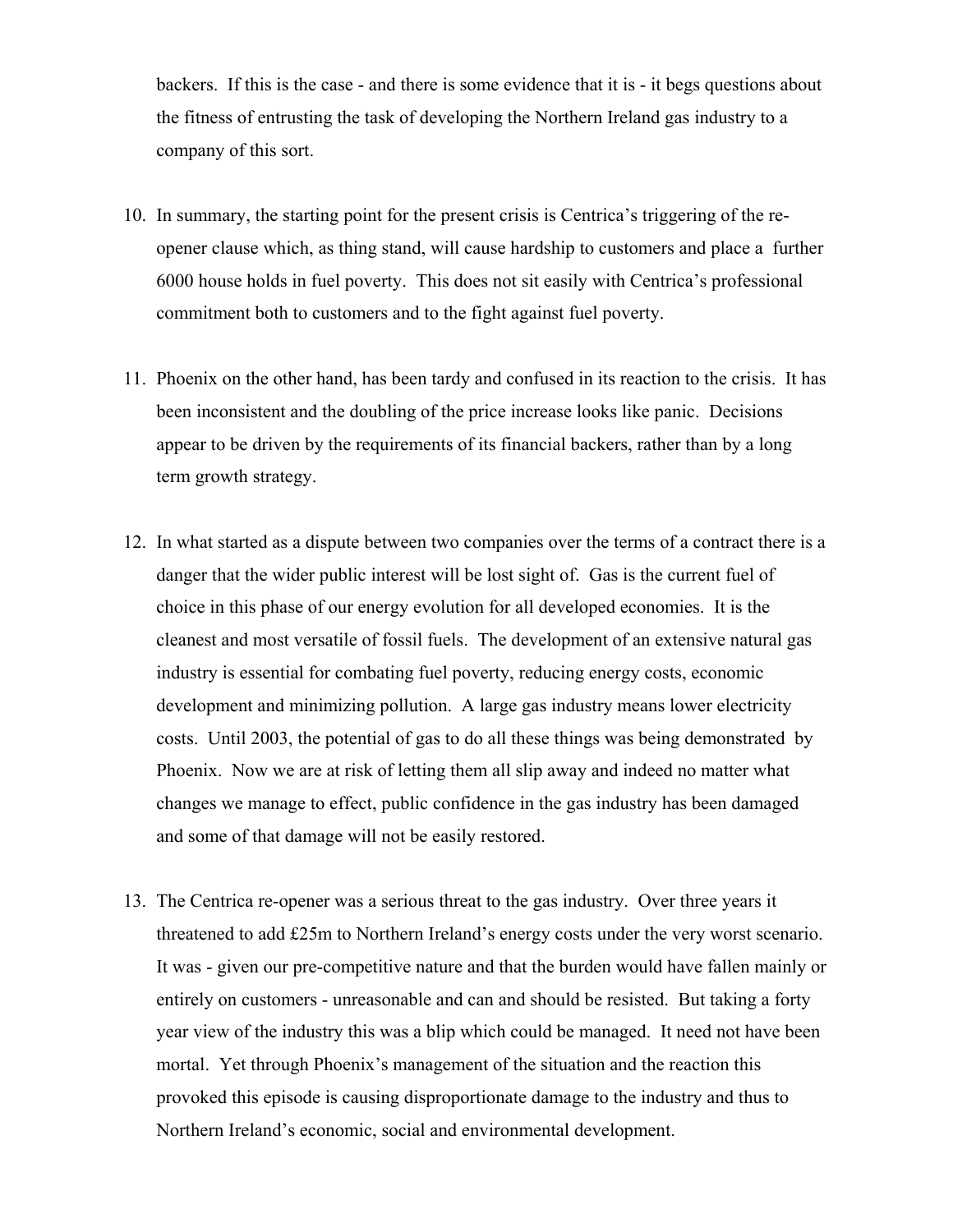backers. If this is the case - and there is some evidence that it is - it begs questions about the fitness of entrusting the task of developing the Northern Ireland gas industry to a company of this sort.

10. In summary, the starting point for the present crisis is Centrica's triggering of the re-opener clause which, as thing stand, will cause hardship to customers and place a further 6000 house holds in fuel poverty. This does not sit easily with Centrica's professional commitment both to customers and to the fight against fuel poverty.

11. Phoenix on the other hand, has been tardy and confused in its reaction to the crisis. It has been inconsistent and the doubling of the price increase looks like panic. Decisions appear to be driven by the requirements of its financial backers, rather than by a long term growth strategy.

12. In what started as a dispute between two companies over the terms of a contract there is a danger that the wider public interest will be lost sight of. Gas is the current fuel of choice in this phase of our energy evolution for all developed economies. It is the cleanest and most versatile of fossil fuels. The development of an extensive natural gas industry is essential for combating fuel poverty, reducing energy costs, economic development and minimizing pollution. A large gas industry means lower electricity costs. Until 2003, the potential of gas to do all these things was being demonstrated by Phoenix. Now we are at risk of letting them all slip away and indeed no matter what changes we manage to effect, public confidence in the gas industry has been damaged and some of that damage will not be easily restored.

13. The Centrica re-opener was a serious threat to the gas industry. Over three years it threatened to add £25m to Northern Ireland's energy costs under the very worst scenario. It was - given our pre-competitive nature and that the burden would have fallen mainly or entirely on customers - unreasonable and can and should be resisted. But taking a forty year view of the industry this was a blip which could be managed. It need not have been mortal. Yet through Phoenix's management of the situation and the reaction this provoked this episode is causing disproportionate damage to the industry and thus to Northern Ireland's economic, social and environmental development.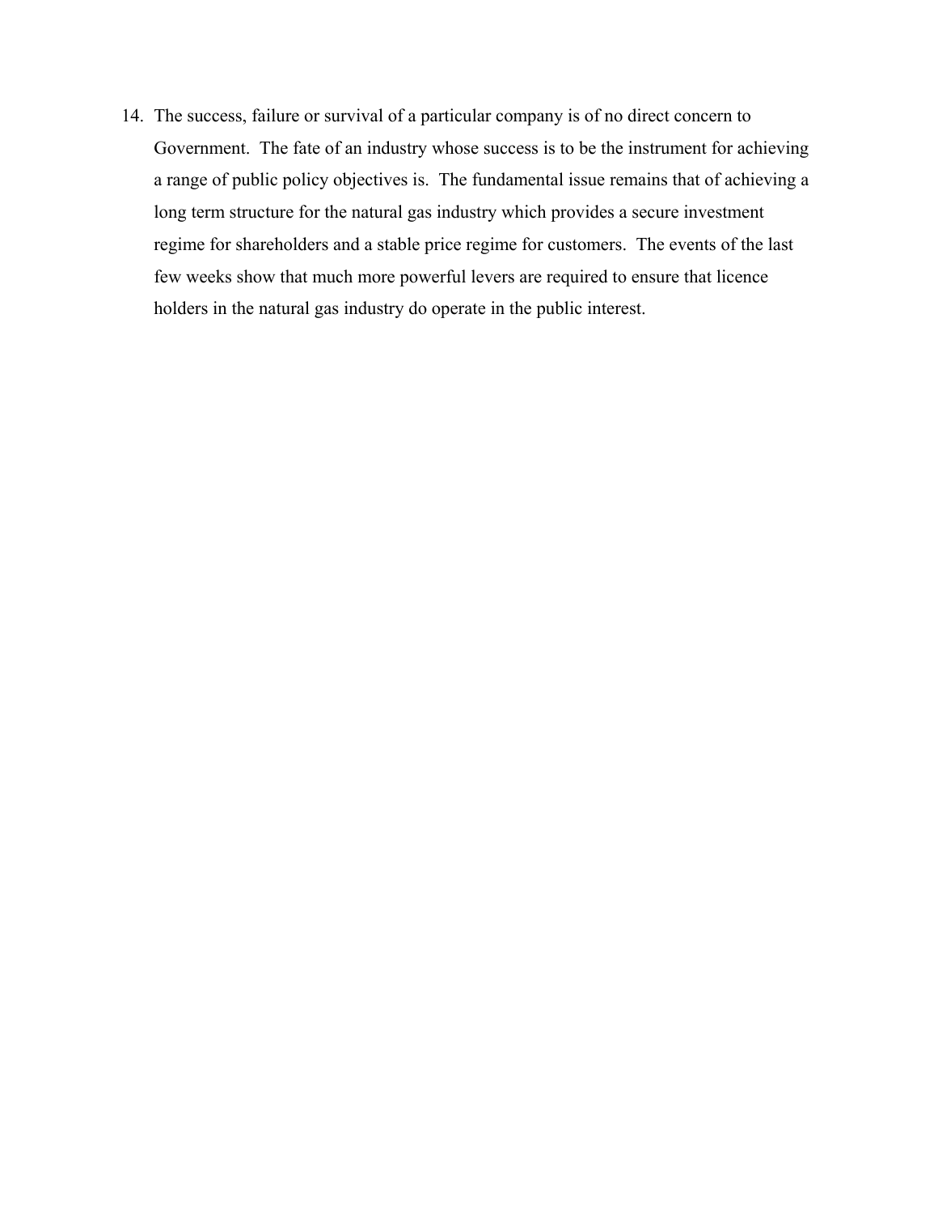14. The success, failure or survival of a particular company is of no direct concern to Government. The fate of an industry whose success is to be the instrument for achieving a range of public policy objectives is. The fundamental issue remains that of achieving a long term structure for the natural gas industry which provides a secure investment regime for shareholders and a stable price regime for customers. The events of the last few weeks show that much more powerful levers are required to ensure that licence holders in the natural gas industry do operate in the public interest.